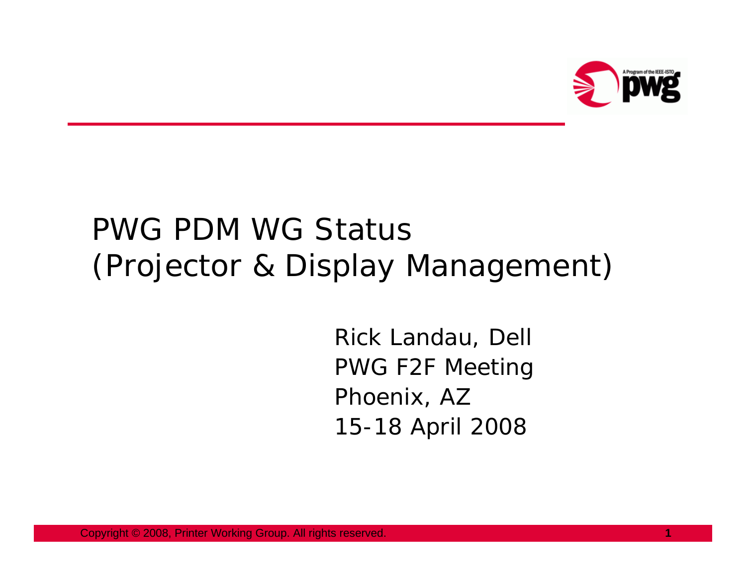# PWG PDM WG Status (Projector & Display Management)

Rick Landau, Dell

PWG F2F Meeting

Phoenix, AZ

15-18 April 2008

Copyright © 2008, Printer Working Group. All rights reserved.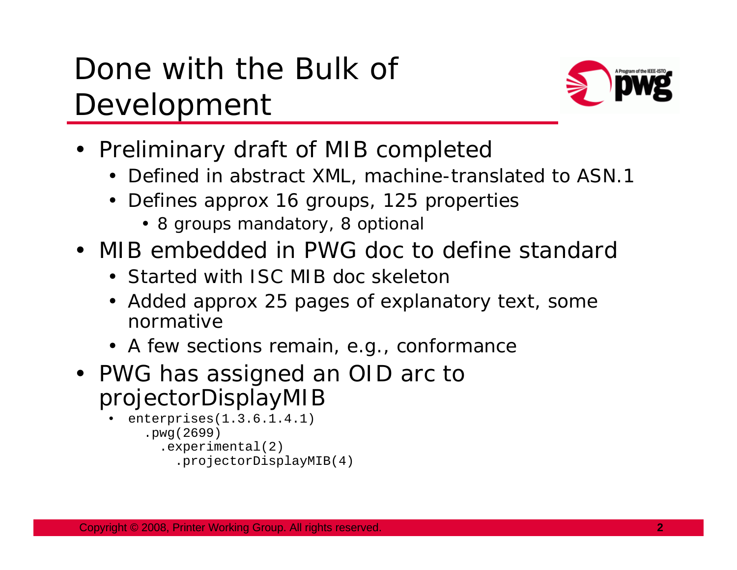# Done with the Bulk of Development

- Preliminary draft of MIB completed
  - Defined in abstract XML, machine-translated to ASN.1
  - Defines approx 16 groups, 125 properties
    - 8 groups mandatory, 8 optional
- MIB embedded in PWG doc to define standard
  - Started with ISC MIB doc skeleton
  - Added approx 25 pages of explanatory text, some normative
  - A few sections remain, e.g., conformance
- PWG has assigned an OID arc to projectorDisplayMIB
  - ```
    enterprises(1.3.6.1.4.1)
      .pwg(2699)
        .experimental(2)
          .projectorDisplayMIB(4)
    ```

Copyright © 2008, Printer Working Group. All rights reserved.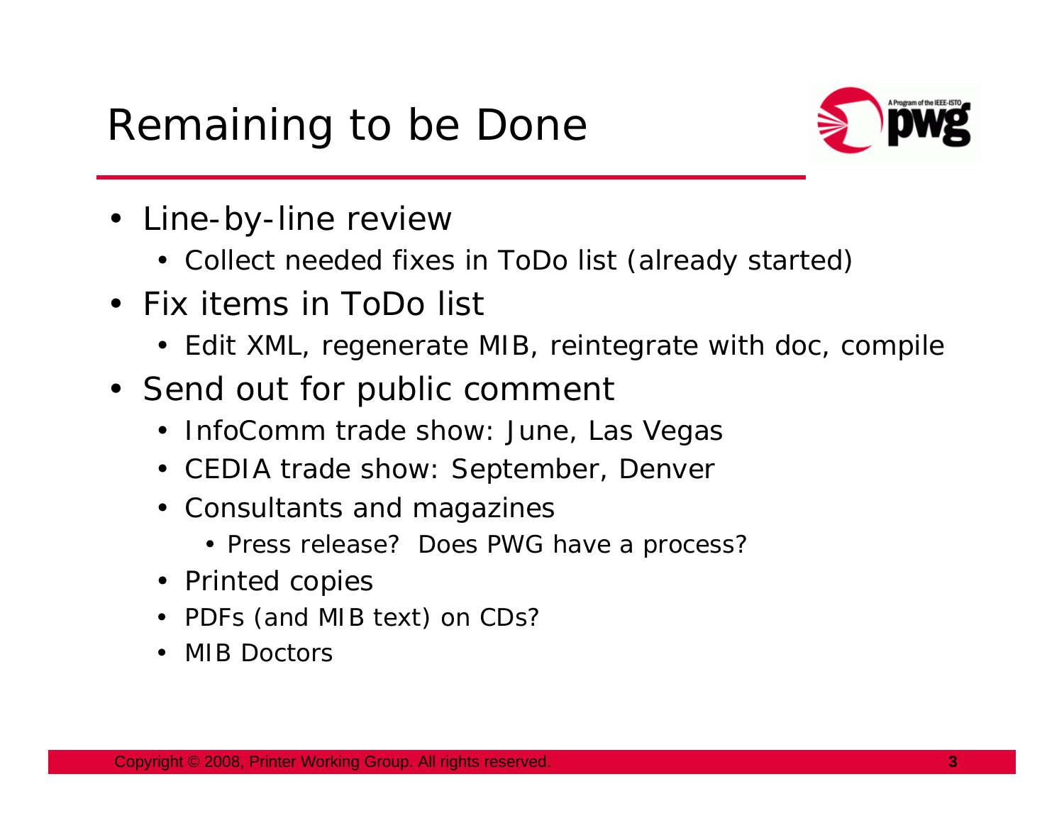# Remaining to be Done

- Line-by-line review
  - Collect needed fixes in ToDo list (already started)
- Fix items in ToDo list
  - Edit XML, regenerate MIB, reintegrate with doc, compile
- Send out for public comment
  - InfoComm trade show: June, Las Vegas
  - CEDIA trade show: September, Denver
  - Consultants and magazines
    - Press release? Does PWG have a process?
  - Printed copies
  - PDFs (and MIB text) on CDs?
  - MIB Doctors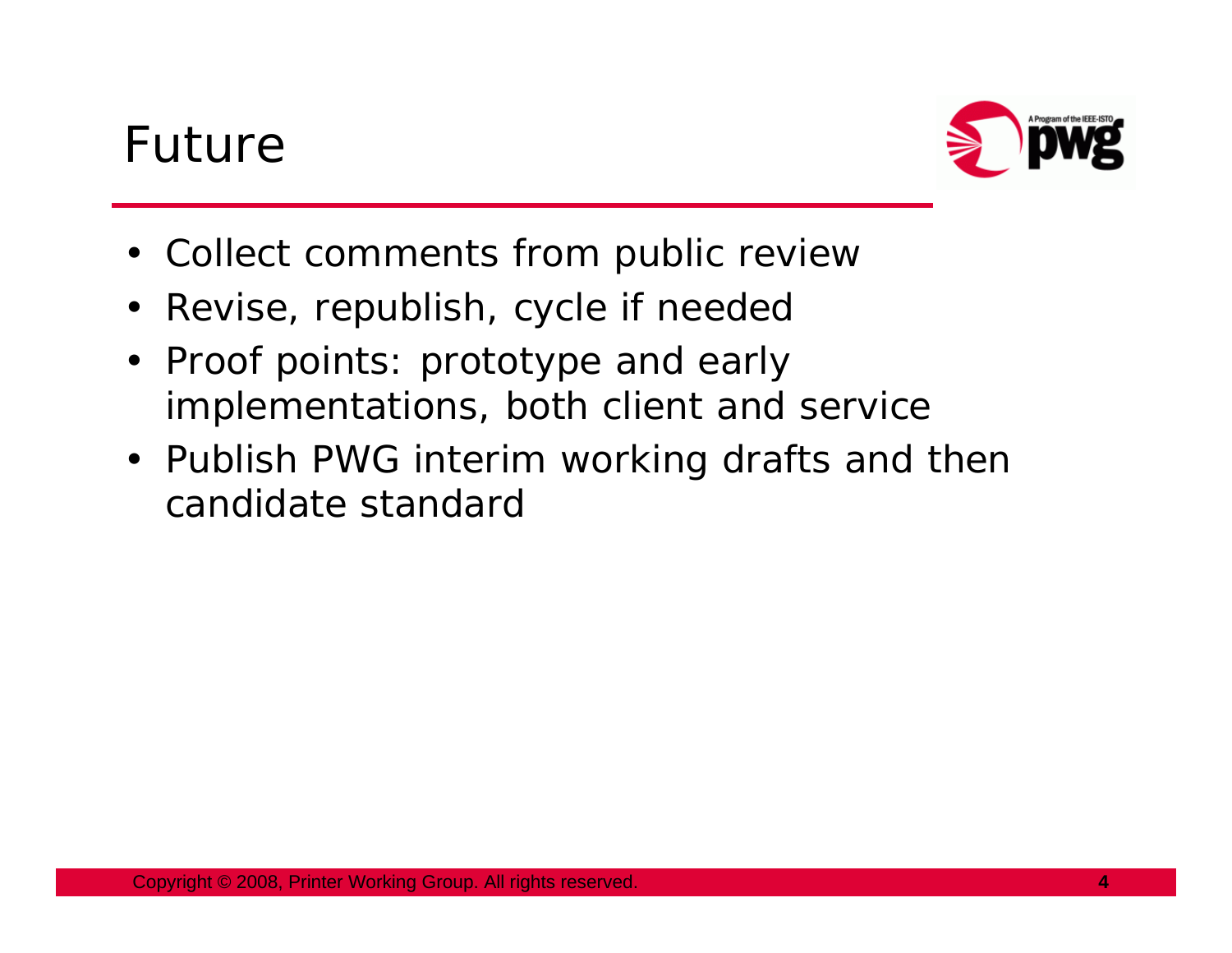# Future

- Collect comments from public review
- Revise, republish, cycle if needed
- Proof points: prototype and early implementations, both client and service
- Publish PWG interim working drafts and then candidate standard